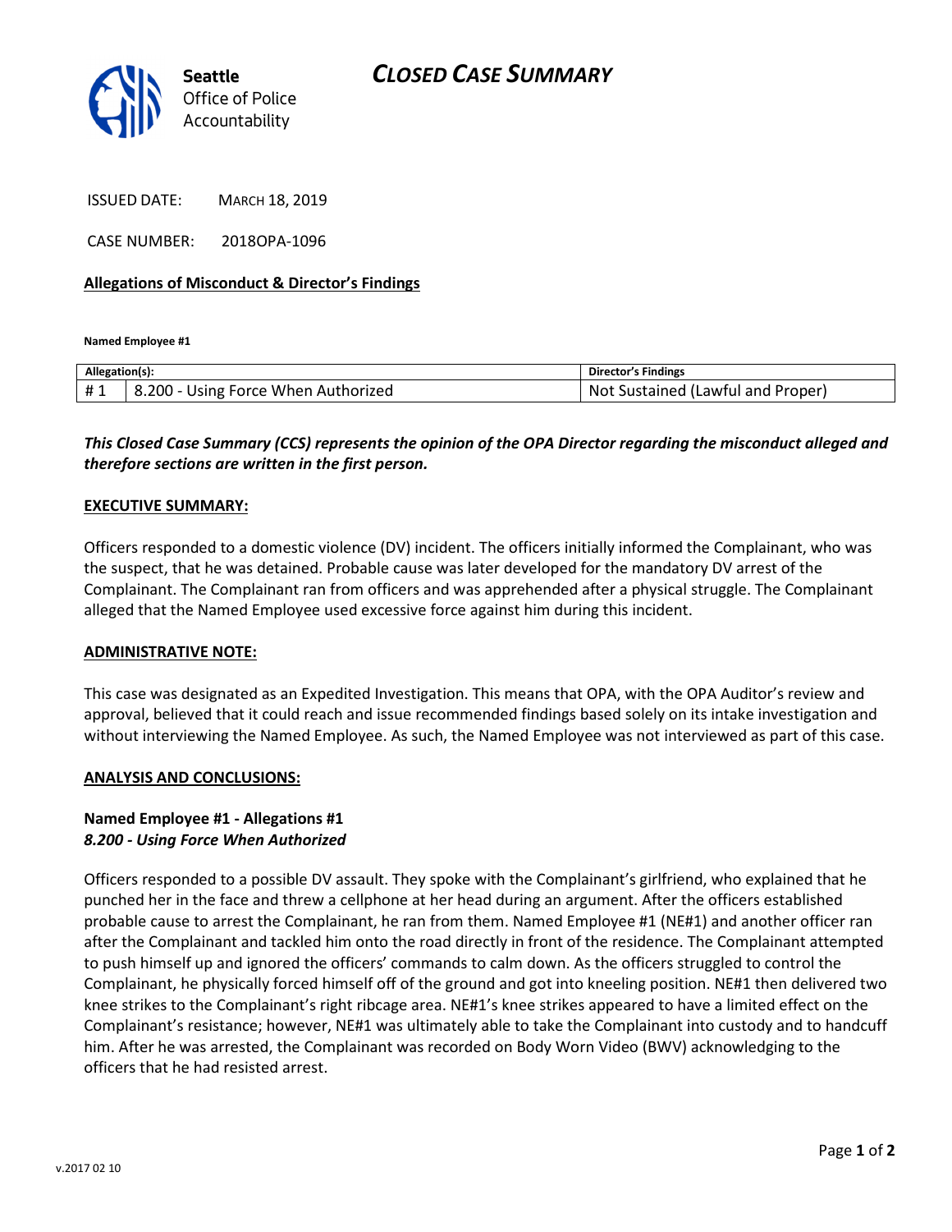Seattle Office of Police Accountability

# CLOSED CASE SUMMARY

ISSUED DATE: MARCH 18, 2019

CASE NUMBER: 2018OPA-1096

**Allegations of Misconduct & Director's Findings**

**Named Employee #1**

| Allegation(s): | | Director's Findings |
|---|---|---|
| # 1 | 8.200 - Using Force When Authorized | Not Sustained (Lawful and Proper) |

***This Closed Case Summary (CCS) represents the opinion of the OPA Director regarding the misconduct alleged and therefore sections are written in the first person.***

**EXECUTIVE SUMMARY:**

Officers responded to a domestic violence (DV) incident. The officers initially informed the Complainant, who was the suspect, that he was detained. Probable cause was later developed for the mandatory DV arrest of the Complainant. The Complainant ran from officers and was apprehended after a physical struggle. The Complainant alleged that the Named Employee used excessive force against him during this incident.

**ADMINISTRATIVE NOTE:**

This case was designated as an Expedited Investigation. This means that OPA, with the OPA Auditor's review and approval, believed that it could reach and issue recommended findings based solely on its intake investigation and without interviewing the Named Employee. As such, the Named Employee was not interviewed as part of this case.

**ANALYSIS AND CONCLUSIONS:**

**Named Employee #1 - Allegations #1**
***8.200 - Using Force When Authorized***

Officers responded to a possible DV assault. They spoke with the Complainant's girlfriend, who explained that he punched her in the face and threw a cellphone at her head during an argument. After the officers established probable cause to arrest the Complainant, he ran from them. Named Employee #1 (NE#1) and another officer ran after the Complainant and tackled him onto the road directly in front of the residence. The Complainant attempted to push himself up and ignored the officers' commands to calm down. As the officers struggled to control the Complainant, he physically forced himself off of the ground and got into kneeling position. NE#1 then delivered two knee strikes to the Complainant's right ribcage area. NE#1's knee strikes appeared to have a limited effect on the Complainant's resistance; however, NE#1 was ultimately able to take the Complainant into custody and to handcuff him. After he was arrested, the Complainant was recorded on Body Worn Video (BWV) acknowledging to the officers that he had resisted arrest.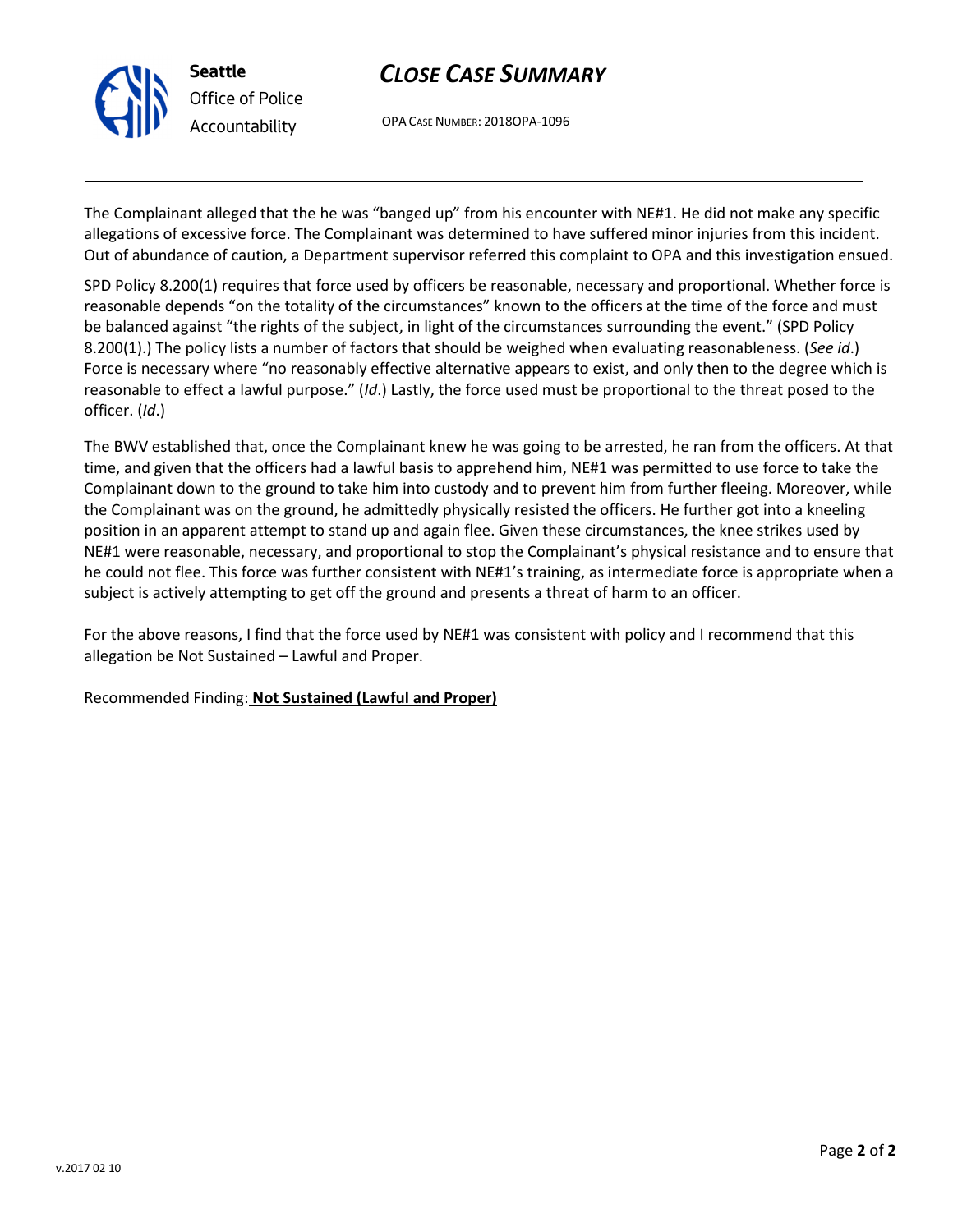The Complainant alleged that the he was "banged up" from his encounter with NE#1. He did not make any specific allegations of excessive force. The Complainant was determined to have suffered minor injuries from this incident. Out of abundance of caution, a Department supervisor referred this complaint to OPA and this investigation ensued.

SPD Policy 8.200(1) requires that force used by officers be reasonable, necessary and proportional. Whether force is reasonable depends "on the totality of the circumstances" known to the officers at the time of the force and must be balanced against "the rights of the subject, in light of the circumstances surrounding the event." (SPD Policy 8.200(1).) The policy lists a number of factors that should be weighed when evaluating reasonableness. (*See id*.) Force is necessary where "no reasonably effective alternative appears to exist, and only then to the degree which is reasonable to effect a lawful purpose." (*Id*.) Lastly, the force used must be proportional to the threat posed to the officer. (*Id*.)

The BWV established that, once the Complainant knew he was going to be arrested, he ran from the officers. At that time, and given that the officers had a lawful basis to apprehend him, NE#1 was permitted to use force to take the Complainant down to the ground to take him into custody and to prevent him from further fleeing. Moreover, while the Complainant was on the ground, he admittedly physically resisted the officers. He further got into a kneeling position in an apparent attempt to stand up and again flee. Given these circumstances, the knee strikes used by NE#1 were reasonable, necessary, and proportional to stop the Complainant's physical resistance and to ensure that he could not flee. This force was further consistent with NE#1's training, as intermediate force is appropriate when a subject is actively attempting to get off the ground and presents a threat of harm to an officer.

For the above reasons, I find that the force used by NE#1 was consistent with policy and I recommend that this allegation be Not Sustained – Lawful and Proper.

Recommended Finding: **Not Sustained (Lawful and Proper)**